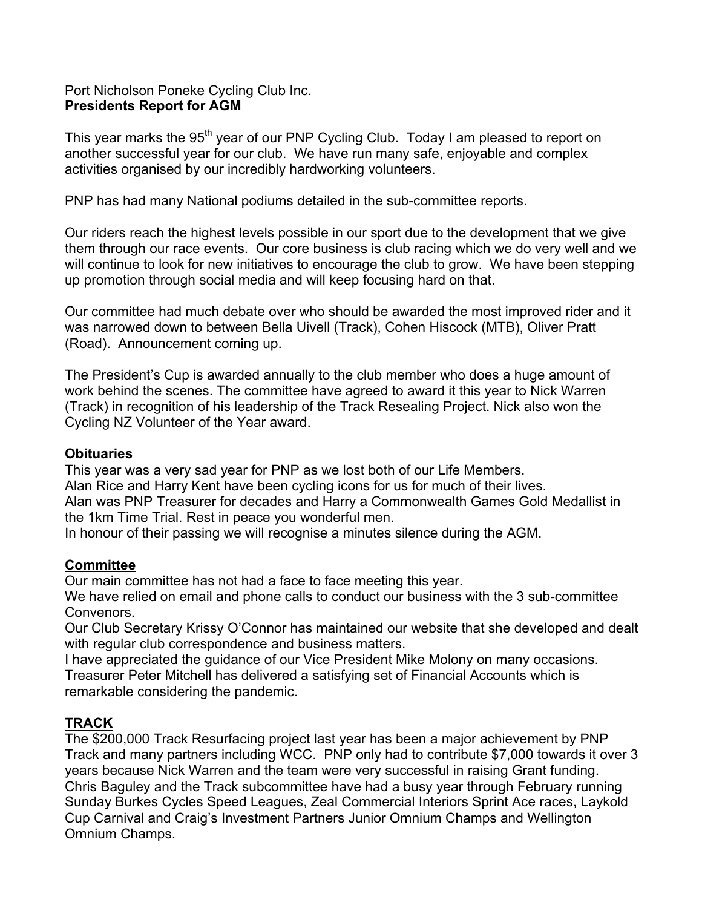Port Nicholson Poneke Cycling Club Inc.

**Presidents Report for AGM**

This year marks the 95th year of our PNP Cycling Club. Today I am pleased to report on another successful year for our club. We have run many safe, enjoyable and complex activities organised by our incredibly hardworking volunteers.

PNP has had many National podiums detailed in the sub-committee reports.

Our riders reach the highest levels possible in our sport due to the development that we give them through our race events. Our core business is club racing which we do very well and we will continue to look for new initiatives to encourage the club to grow. We have been stepping up promotion through social media and will keep focusing hard on that.

Our committee had much debate over who should be awarded the most improved rider and it was narrowed down to between Bella Uivell (Track), Cohen Hiscock (MTB), Oliver Pratt (Road). Announcement coming up.

The President's Cup is awarded annually to the club member who does a huge amount of work behind the scenes. The committee have agreed to award it this year to Nick Warren (Track) in recognition of his leadership of the Track Resealing Project. Nick also won the Cycling NZ Volunteer of the Year award.

## Obituaries

This year was a very sad year for PNP as we lost both of our Life Members.
Alan Rice and Harry Kent have been cycling icons for us for much of their lives.
Alan was PNP Treasurer for decades and Harry a Commonwealth Games Gold Medallist in the 1km Time Trial. Rest in peace you wonderful men.
In honour of their passing we will recognise a minutes silence during the AGM.

## Committee

Our main committee has not had a face to face meeting this year.
We have relied on email and phone calls to conduct our business with the 3 sub-committee Convenors.
Our Club Secretary Krissy O'Connor has maintained our website that she developed and dealt with regular club correspondence and business matters.
I have appreciated the guidance of our Vice President Mike Molony on many occasions.
Treasurer Peter Mitchell has delivered a satisfying set of Financial Accounts which is remarkable considering the pandemic.

## TRACK

The $200,000 Track Resurfacing project last year has been a major achievement by PNP Track and many partners including WCC. PNP only had to contribute $7,000 towards it over 3 years because Nick Warren and the team were very successful in raising Grant funding.
Chris Baguley and the Track subcommittee have had a busy year through February running Sunday Burkes Cycles Speed Leagues, Zeal Commercial Interiors Sprint Ace races, Laykold Cup Carnival and Craig's Investment Partners Junior Omnium Champs and Wellington Omnium Champs.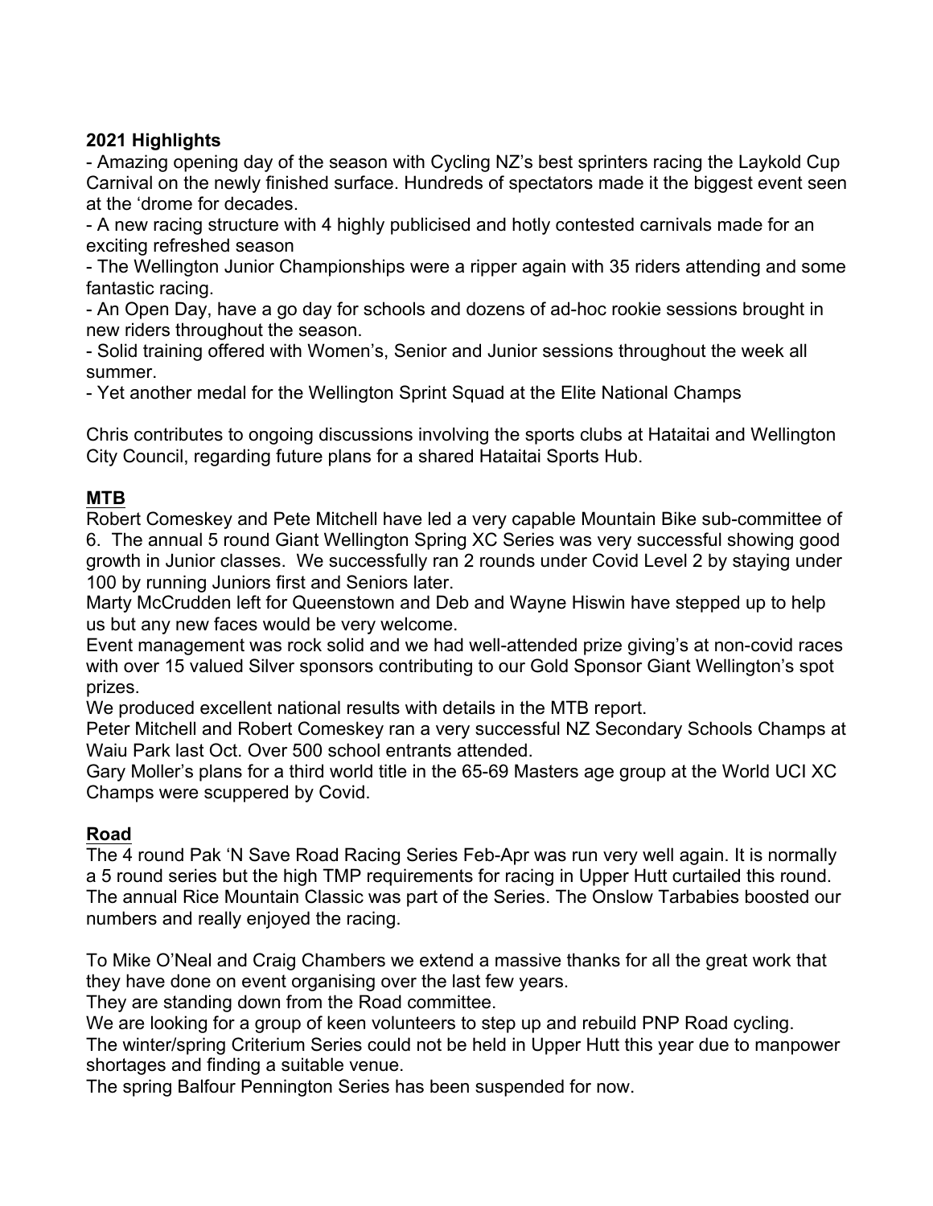**2021 Highlights**

- Amazing opening day of the season with Cycling NZ's best sprinters racing the Laykold Cup Carnival on the newly finished surface. Hundreds of spectators made it the biggest event seen at the 'drome for decades.
- A new racing structure with 4 highly publicised and hotly contested carnivals made for an exciting refreshed season
- The Wellington Junior Championships were a ripper again with 35 riders attending and some fantastic racing.
- An Open Day, have a go day for schools and dozens of ad-hoc rookie sessions brought in new riders throughout the season.
- Solid training offered with Women's, Senior and Junior sessions throughout the week all summer.
- Yet another medal for the Wellington Sprint Squad at the Elite National Champs

Chris contributes to ongoing discussions involving the sports clubs at Hataitai and Wellington City Council, regarding future plans for a shared Hataitai Sports Hub.

**MTB**

Robert Comeskey and Pete Mitchell have led a very capable Mountain Bike sub-committee of 6. The annual 5 round Giant Wellington Spring XC Series was very successful showing good growth in Junior classes. We successfully ran 2 rounds under Covid Level 2 by staying under 100 by running Juniors first and Seniors later.
Marty McCrudden left for Queenstown and Deb and Wayne Hiswin have stepped up to help us but any new faces would be very welcome.
Event management was rock solid and we had well-attended prize giving's at non-covid races with over 15 valued Silver sponsors contributing to our Gold Sponsor Giant Wellington's spot prizes.
We produced excellent national results with details in the MTB report.
Peter Mitchell and Robert Comeskey ran a very successful NZ Secondary Schools Champs at Waiu Park last Oct. Over 500 school entrants attended.
Gary Moller's plans for a third world title in the 65-69 Masters age group at the World UCI XC Champs were scuppered by Covid.

**Road**

The 4 round Pak 'N Save Road Racing Series Feb-Apr was run very well again. It is normally a 5 round series but the high TMP requirements for racing in Upper Hutt curtailed this round. The annual Rice Mountain Classic was part of the Series. The Onslow Tarbabies boosted our numbers and really enjoyed the racing.

To Mike O'Neal and Craig Chambers we extend a massive thanks for all the great work that they have done on event organising over the last few years.
They are standing down from the Road committee.
We are looking for a group of keen volunteers to step up and rebuild PNP Road cycling.
The winter/spring Criterium Series could not be held in Upper Hutt this year due to manpower shortages and finding a suitable venue.
The spring Balfour Pennington Series has been suspended for now.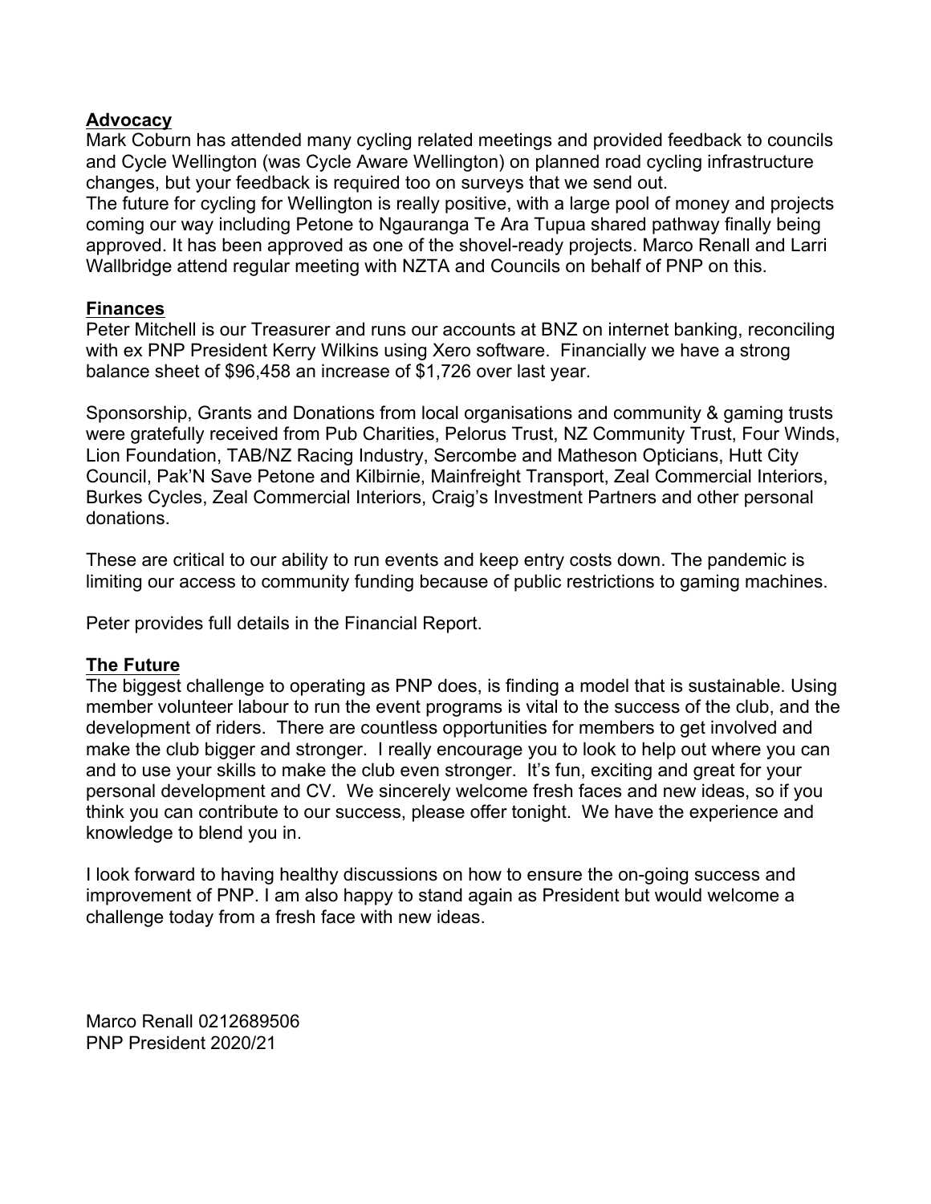## Advocacy

Mark Coburn has attended many cycling related meetings and provided feedback to councils and Cycle Wellington (was Cycle Aware Wellington) on planned road cycling infrastructure changes, but your feedback is required too on surveys that we send out.
The future for cycling for Wellington is really positive, with a large pool of money and projects coming our way including Petone to Ngauranga Te Ara Tupua shared pathway finally being approved. It has been approved as one of the shovel-ready projects. Marco Renall and Larri Wallbridge attend regular meeting with NZTA and Councils on behalf of PNP on this.

## Finances

Peter Mitchell is our Treasurer and runs our accounts at BNZ on internet banking, reconciling with ex PNP President Kerry Wilkins using Xero software. Financially we have a strong balance sheet of $96,458 an increase of $1,726 over last year.

Sponsorship, Grants and Donations from local organisations and community & gaming trusts were gratefully received from Pub Charities, Pelorus Trust, NZ Community Trust, Four Winds, Lion Foundation, TAB/NZ Racing Industry, Sercombe and Matheson Opticians, Hutt City Council, Pak'N Save Petone and Kilbirnie, Mainfreight Transport, Zeal Commercial Interiors, Burkes Cycles, Zeal Commercial Interiors, Craig's Investment Partners and other personal donations.

These are critical to our ability to run events and keep entry costs down. The pandemic is limiting our access to community funding because of public restrictions to gaming machines.

Peter provides full details in the Financial Report.

## The Future

The biggest challenge to operating as PNP does, is finding a model that is sustainable. Using member volunteer labour to run the event programs is vital to the success of the club, and the development of riders. There are countless opportunities for members to get involved and make the club bigger and stronger. I really encourage you to look to help out where you can and to use your skills to make the club even stronger. It's fun, exciting and great for your personal development and CV. We sincerely welcome fresh faces and new ideas, so if you think you can contribute to our success, please offer tonight. We have the experience and knowledge to blend you in.

I look forward to having healthy discussions on how to ensure the on-going success and improvement of PNP. I am also happy to stand again as President but would welcome a challenge today from a fresh face with new ideas.

Marco Renall 0212689506
PNP President 2020/21